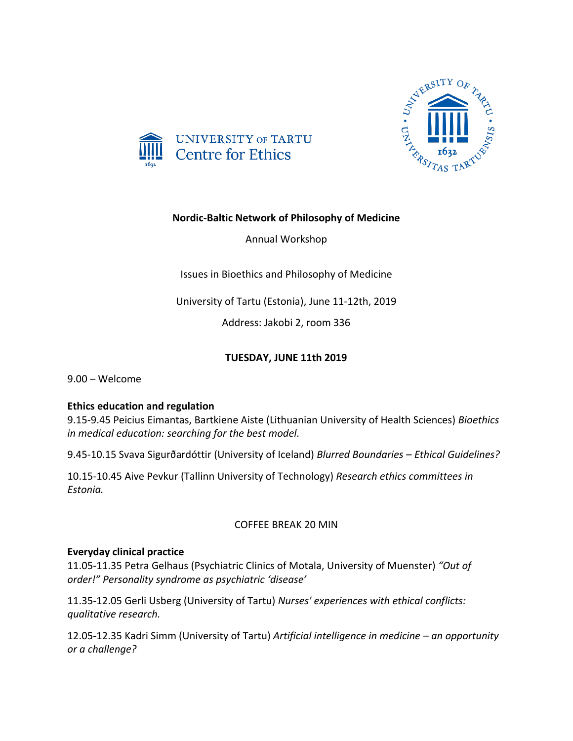UNIVERSITY OF TARTU
Centre for Ethics

**Nordic-Baltic Network of Philosophy of Medicine**

Annual Workshop

Issues in Bioethics and Philosophy of Medicine

University of Tartu (Estonia), June 11-12th, 2019

Address: Jakobi 2, room 336

## TUESDAY, JUNE 11th 2019

9.00 – Welcome

### Ethics education and regulation

9.15-9.45 Peicius Eimantas, Bartkiene Aiste (Lithuanian University of Health Sciences) *Bioethics in medical education: searching for the best model.*

9.45-10.15 Svava Sigurðardóttir (University of Iceland) *Blurred Boundaries – Ethical Guidelines?*

10.15-10.45 Aive Pevkur (Tallinn University of Technology) *Research ethics committees in Estonia.*

COFFEE BREAK 20 MIN

### Everyday clinical practice

11.05-11.35 Petra Gelhaus (Psychiatric Clinics of Motala, University of Muenster) *"Out of order!" Personality syndrome as psychiatric 'disease'*

11.35-12.05 Gerli Usberg (University of Tartu) *Nurses' experiences with ethical conflicts: qualitative research.*

12.05-12.35 Kadri Simm (University of Tartu) *Artificial intelligence in medicine – an opportunity or a challenge?*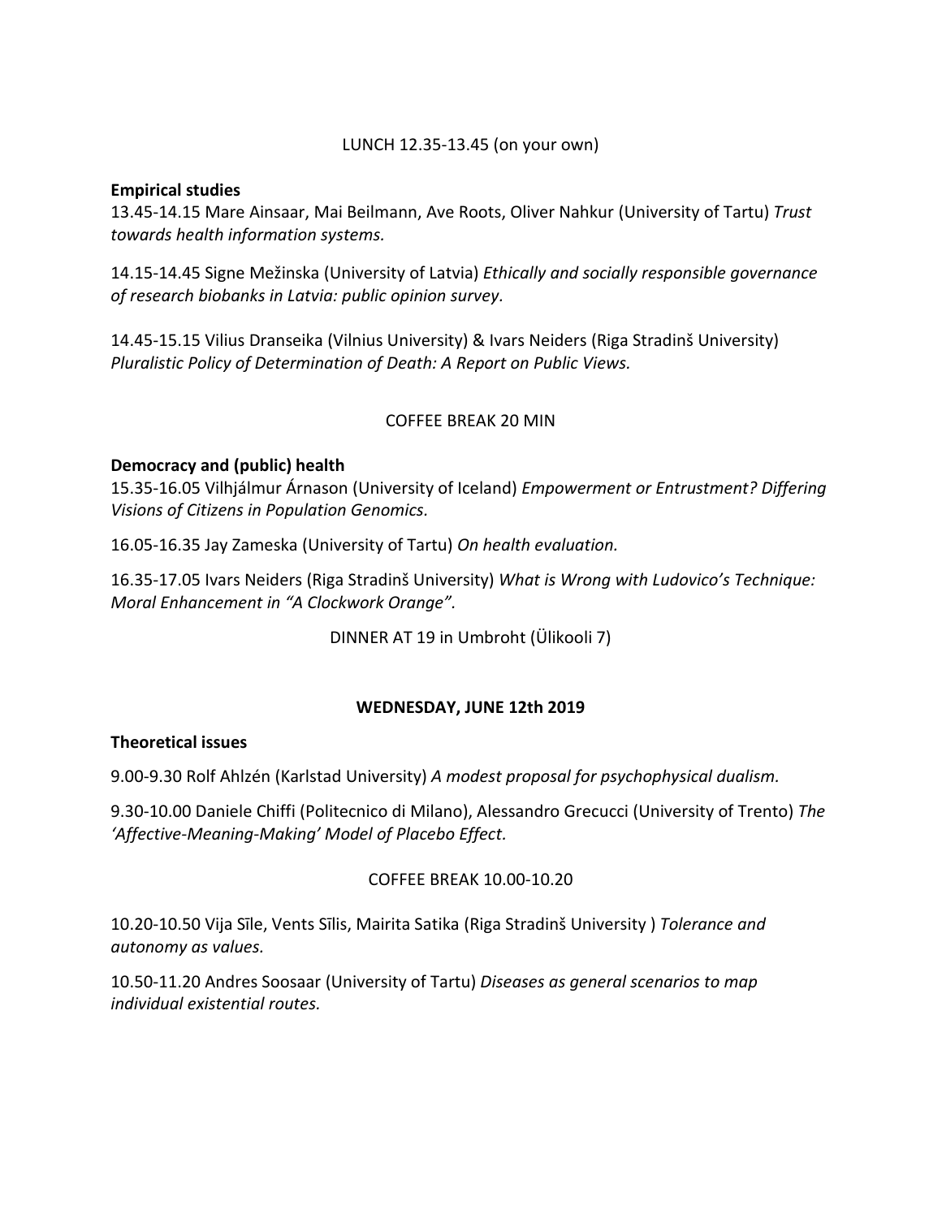LUNCH 12.35-13.45 (on your own)

**Empirical studies**

13.45-14.15 Mare Ainsaar, Mai Beilmann, Ave Roots, Oliver Nahkur (University of Tartu) *Trust towards health information systems.*

14.15-14.45 Signe Mežinska (University of Latvia) *Ethically and socially responsible governance of research biobanks in Latvia: public opinion survey.*

14.45-15.15 Vilius Dranseika (Vilnius University) & Ivars Neiders (Riga Stradinš University) *Pluralistic Policy of Determination of Death: A Report on Public Views.*

COFFEE BREAK 20 MIN

**Democracy and (public) health**

15.35-16.05 Vilhjálmur Árnason (University of Iceland) *Empowerment or Entrustment? Differing Visions of Citizens in Population Genomics.*

16.05-16.35 Jay Zameska (University of Tartu) *On health evaluation.*

16.35-17.05 Ivars Neiders (Riga Stradinš University) *What is Wrong with Ludovico's Technique: Moral Enhancement in "A Clockwork Orange".*

DINNER AT 19 in Umbroht (Ülikooli 7)

**WEDNESDAY, JUNE 12th 2019**

**Theoretical issues**

9.00-9.30 Rolf Ahlzén (Karlstad University) *A modest proposal for psychophysical dualism.*

9.30-10.00 Daniele Chiffi (Politecnico di Milano), Alessandro Grecucci (University of Trento) *The 'Affective-Meaning-Making' Model of Placebo Effect.*

COFFEE BREAK 10.00-10.20

10.20-10.50 Vija Sīle, Vents Sīlis, Mairita Satika (Riga Stradinš University ) *Tolerance and autonomy as values.*

10.50-11.20 Andres Soosaar (University of Tartu) *Diseases as general scenarios to map individual existential routes.*